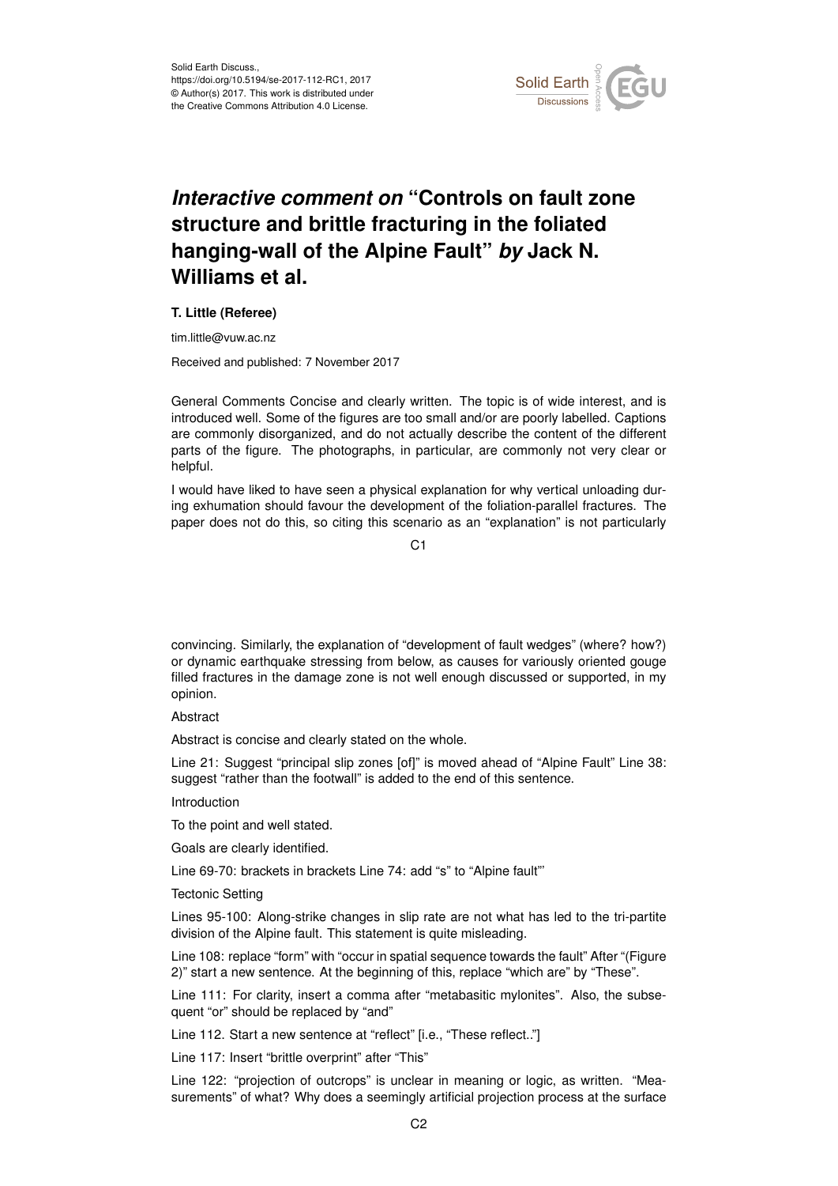Solid Earth Discuss.,
https://doi.org/10.5194/se-2017-112-RC1, 2017
© Author(s) 2017. This work is distributed under
the Creative Commons Attribution 4.0 License.

# *Interactive comment on* "Controls on fault zone structure and brittle fracturing in the foliated hanging-wall of the Alpine Fault" *by* Jack N. Williams et al.

**T. Little (Referee)**

tim.little@vuw.ac.nz

Received and published: 7 November 2017

General Comments Concise and clearly written. The topic is of wide interest, and is introduced well. Some of the figures are too small and/or are poorly labelled. Captions are commonly disorganized, and do not actually describe the content of the different parts of the figure. The photographs, in particular, are commonly not very clear or helpful.

I would have liked to have seen a physical explanation for why vertical unloading during exhumation should favour the development of the foliation-parallel fractures. The paper does not do this, so citing this scenario as an "explanation" is not particularly convincing. Similarly, the explanation of "development of fault wedges" (where? how?) or dynamic earthquake stressing from below, as causes for variously oriented gouge filled fractures in the damage zone is not well enough discussed or supported, in my opinion.

Abstract

Abstract is concise and clearly stated on the whole.

Line 21: Suggest "principal slip zones [of]" is moved ahead of "Alpine Fault" Line 38: suggest "rather than the footwall" is added to the end of this sentence.

Introduction

To the point and well stated.

Goals are clearly identified.

Line 69-70: brackets in brackets Line 74: add "s" to "Alpine fault"'

Tectonic Setting

Lines 95-100: Along-strike changes in slip rate are not what has led to the tri-partite division of the Alpine fault. This statement is quite misleading.

Line 108: replace "form" with "occur in spatial sequence towards the fault" After "(Figure 2)" start a new sentence. At the beginning of this, replace "which are" by "These".

Line 111: For clarity, insert a comma after "metabasitic mylonites". Also, the subsequent "or" should be replaced by "and"

Line 112. Start a new sentence at "reflect" [i.e., "These reflect.."]

Line 117: Insert "brittle overprint" after "This"

Line 122: "projection of outcrops" is unclear in meaning or logic, as written. "Measurements" of what? Why does a seemingly artificial projection process at the surface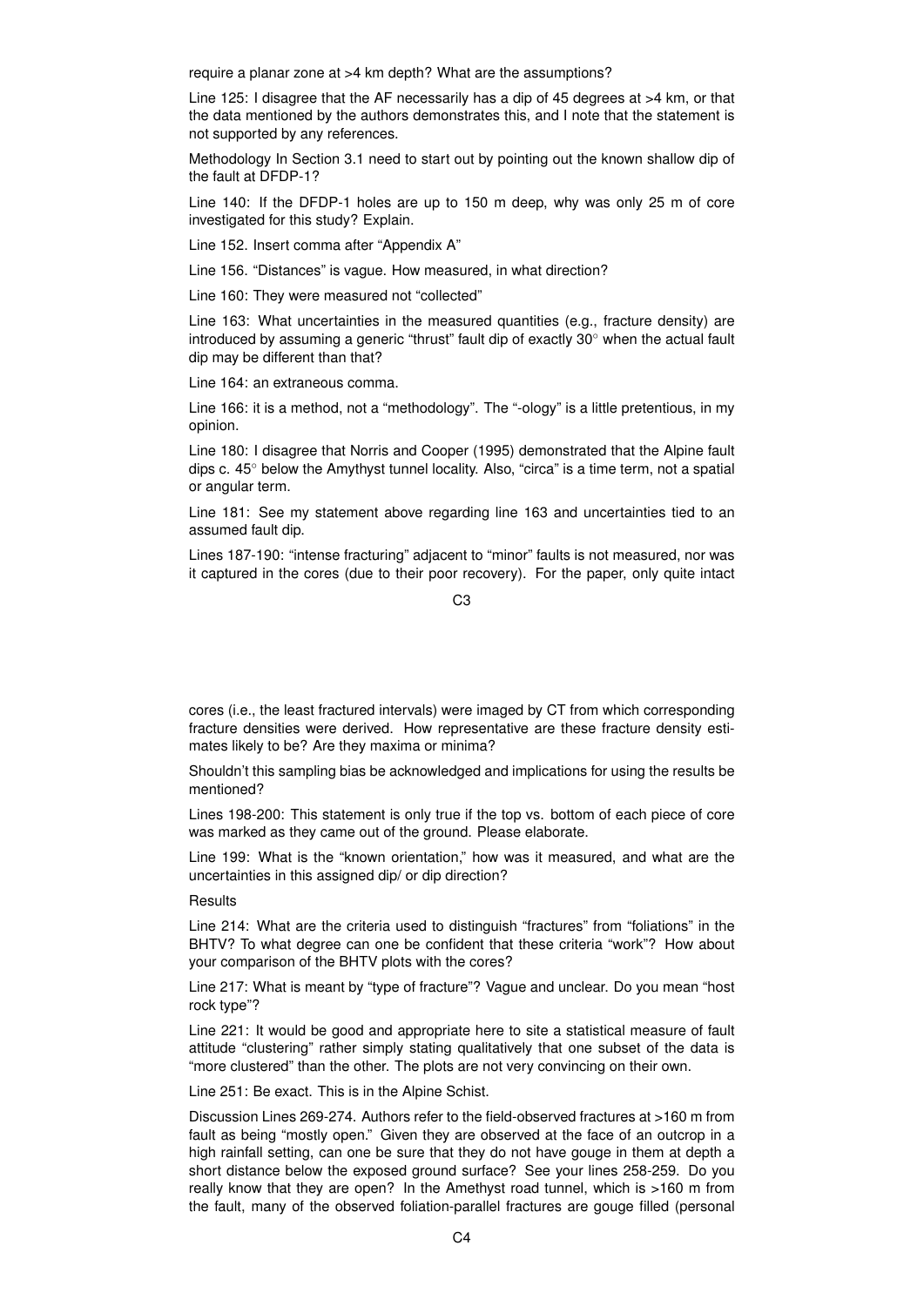require a planar zone at >4 km depth? What are the assumptions?

Line 125: I disagree that the AF necessarily has a dip of 45 degrees at >4 km, or that the data mentioned by the authors demonstrates this, and I note that the statement is not supported by any references.

Methodology In Section 3.1 need to start out by pointing out the known shallow dip of the fault at DFDP-1?

Line 140: If the DFDP-1 holes are up to 150 m deep, why was only 25 m of core investigated for this study? Explain.

Line 152. Insert comma after "Appendix A"

Line 156. "Distances" is vague. How measured, in what direction?

Line 160: They were measured not "collected"

Line 163: What uncertainties in the measured quantities (e.g., fracture density) are introduced by assuming a generic "thrust" fault dip of exactly 30° when the actual fault dip may be different than that?

Line 164: an extraneous comma.

Line 166: it is a method, not a "methodology". The "-ology" is a little pretentious, in my opinion.

Line 180: I disagree that Norris and Cooper (1995) demonstrated that the Alpine fault dips c. 45° below the Amythyst tunnel locality. Also, "circa" is a time term, not a spatial or angular term.

Line 181: See my statement above regarding line 163 and uncertainties tied to an assumed fault dip.

Lines 187-190: "intense fracturing" adjacent to "minor" faults is not measured, nor was it captured in the cores (due to their poor recovery). For the paper, only quite intact cores (i.e., the least fractured intervals) were imaged by CT from which corresponding fracture densities were derived. How representative are these fracture density estimates likely to be? Are they maxima or minima?

Shouldn't this sampling bias be acknowledged and implications for using the results be mentioned?

Lines 198-200: This statement is only true if the top vs. bottom of each piece of core was marked as they came out of the ground. Please elaborate.

Line 199: What is the "known orientation," how was it measured, and what are the uncertainties in this assigned dip/ or dip direction?

Results

Line 214: What are the criteria used to distinguish "fractures" from "foliations" in the BHTV? To what degree can one be confident that these criteria "work"? How about your comparison of the BHTV plots with the cores?

Line 217: What is meant by "type of fracture"? Vague and unclear. Do you mean "host rock type"?

Line 221: It would be good and appropriate here to site a statistical measure of fault attitude "clustering" rather simply stating qualitatively that one subset of the data is "more clustered" than the other. The plots are not very convincing on their own.

Line 251: Be exact. This is in the Alpine Schist.

Discussion Lines 269-274. Authors refer to the field-observed fractures at >160 m from fault as being "mostly open." Given they are observed at the face of an outcrop in a high rainfall setting, can one be sure that they do not have gouge in them at depth a short distance below the exposed ground surface? See your lines 258-259. Do you really know that they are open? In the Amethyst road tunnel, which is >160 m from the fault, many of the observed foliation-parallel fractures are gouge filled (personal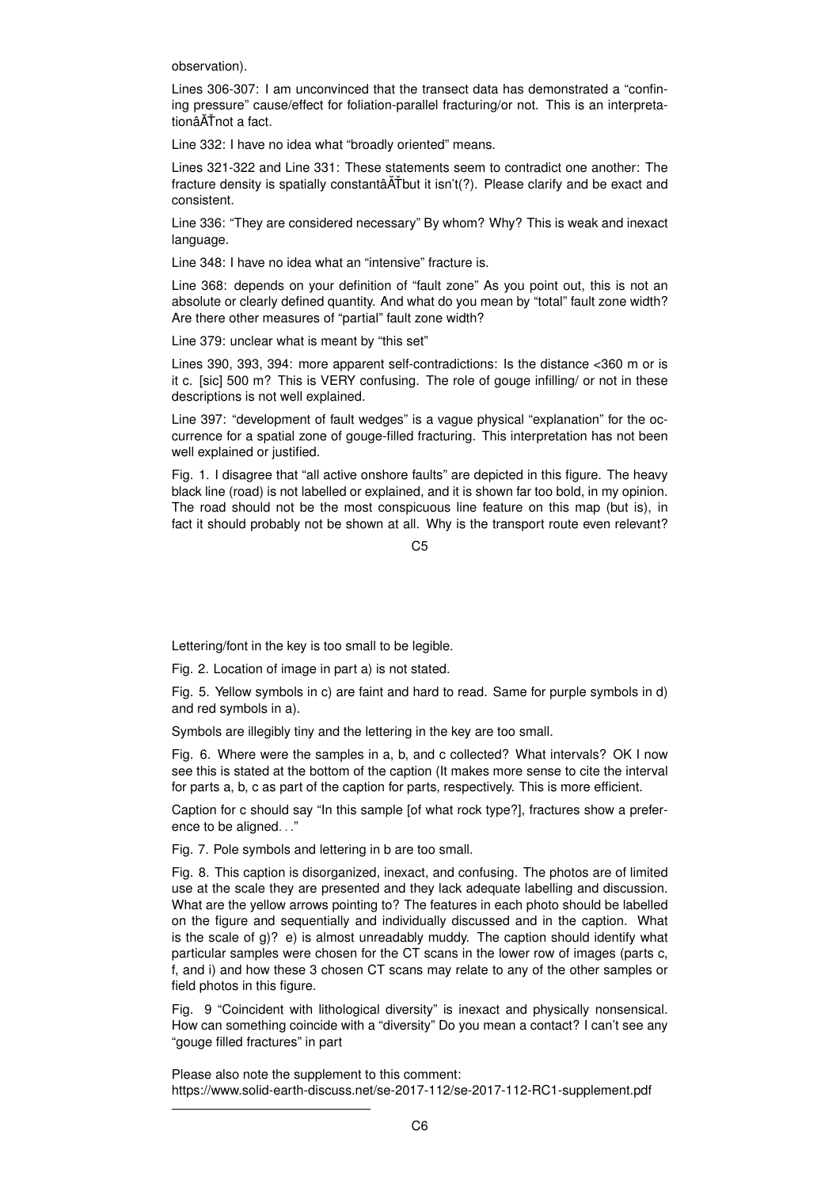observation).

Lines 306-307: I am unconvinced that the transect data has demonstrated a "confining pressure" cause/effect for foliation-parallel fracturing/or not. This is an interpretationâĂŤnot a fact.

Line 332: I have no idea what "broadly oriented" means.

Lines 321-322 and Line 331: These statements seem to contradict one another: The fracture density is spatially constantâĂŤbut it isn't(?). Please clarify and be exact and consistent.

Line 336: "They are considered necessary" By whom? Why? This is weak and inexact language.

Line 348: I have no idea what an "intensive" fracture is.

Line 368: depends on your definition of "fault zone" As you point out, this is not an absolute or clearly defined quantity. And what do you mean by "total" fault zone width? Are there other measures of "partial" fault zone width?

Line 379: unclear what is meant by "this set"

Lines 390, 393, 394: more apparent self-contradictions: Is the distance <360 m or is it c. [sic] 500 m? This is VERY confusing. The role of gouge infilling/ or not in these descriptions is not well explained.

Line 397: "development of fault wedges" is a vague physical "explanation" for the occurrence for a spatial zone of gouge-filled fracturing. This interpretation has not been well explained or justified.

Fig. 1. I disagree that "all active onshore faults" are depicted in this figure. The heavy black line (road) is not labelled or explained, and it is shown far too bold, in my opinion. The road should not be the most conspicuous line feature on this map (but is), in fact it should probably not be shown at all. Why is the transport route even relevant? Lettering/font in the key is too small to be legible.

Fig. 2. Location of image in part a) is not stated.

Fig. 5. Yellow symbols in c) are faint and hard to read. Same for purple symbols in d) and red symbols in a).

Symbols are illegibly tiny and the lettering in the key are too small.

Fig. 6. Where were the samples in a, b, and c collected? What intervals? OK I now see this is stated at the bottom of the caption (It makes more sense to cite the interval for parts a, b, c as part of the caption for parts, respectively. This is more efficient.

Caption for c should say "In this sample [of what rock type?], fractures show a preference to be aligned. . ."

Fig. 7. Pole symbols and lettering in b are too small.

Fig. 8. This caption is disorganized, inexact, and confusing. The photos are of limited use at the scale they are presented and they lack adequate labelling and discussion. What are the yellow arrows pointing to? The features in each photo should be labelled on the figure and sequentially and individually discussed and in the caption. What is the scale of g)? e) is almost unreadably muddy. The caption should identify what particular samples were chosen for the CT scans in the lower row of images (parts c, f, and i) and how these 3 chosen CT scans may relate to any of the other samples or field photos in this figure.

Fig. 9 "Coincident with lithological diversity" is inexact and physically nonsensical. How can something coincide with a "diversity" Do you mean a contact? I can't see any "gouge filled fractures" in part

Please also note the supplement to this comment:
https://www.solid-earth-discuss.net/se-2017-112/se-2017-112-RC1-supplement.pdf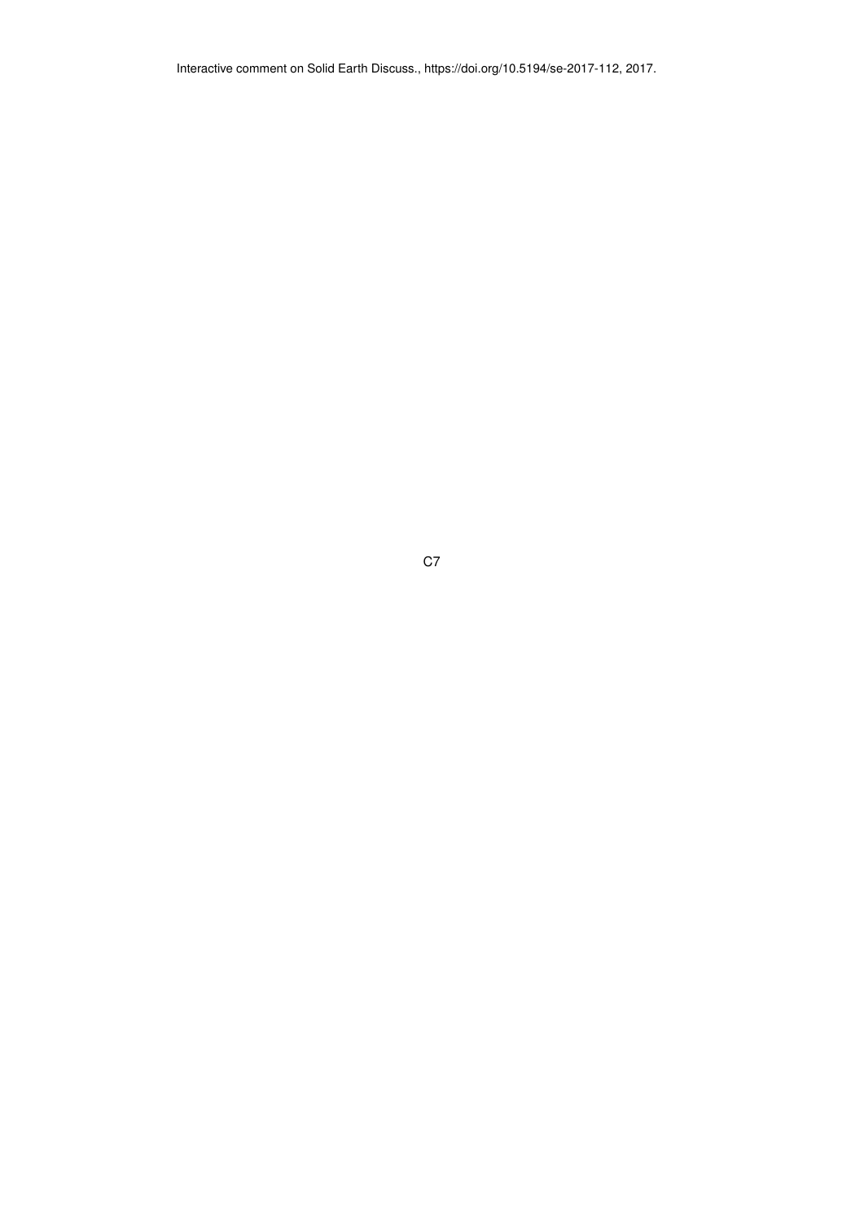Interactive comment on Solid Earth Discuss., https://doi.org/10.5194/se-2017-112, 2017.